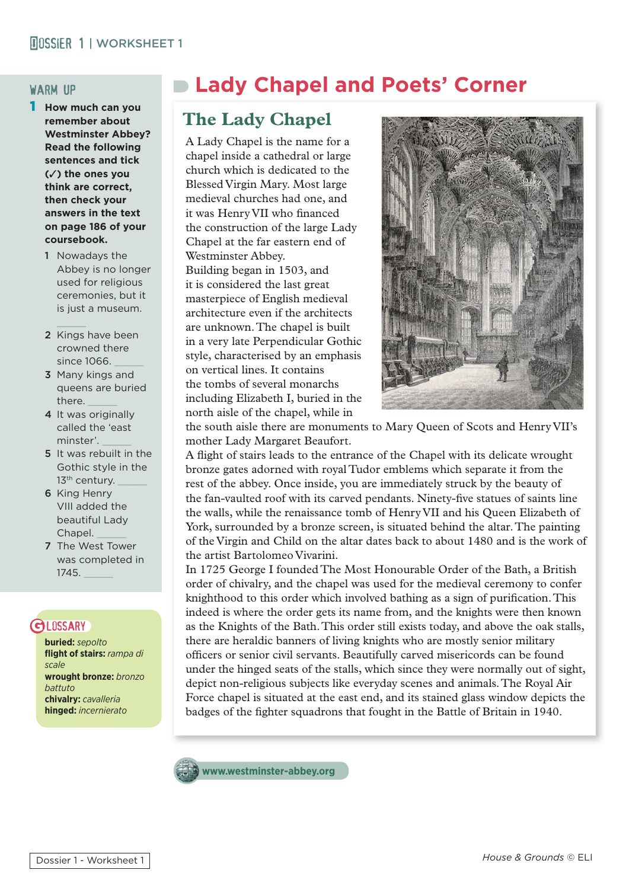## WARM UP

**1 How much can you remember about Westminster Abbey? Read the following sentences and tick (✓) the ones you think are correct, then check your answers in the text on page 186 of your coursebook.**

1. Nowadays the Abbey is no longer used for religious ceremonies, but it is just a museum. ______
2. Kings have been crowned there since 1066. ______
3. Many kings and queens are buried there. ______
4. It was originally called the 'east minster'. ______
5. It was rebuilt in the Gothic style in the 13th century. ______
6. King Henry VIII added the beautiful Lady Chapel. ______
7. The West Tower was completed in 1745. ______

## GLOSSARY

**buried:** *sepolto*
**flight of stairs:** *rampa di scale*
**wrought bronze:** *bronzo battuto*
**chivalry:** *cavalleria*
**hinged:** *incernierato*

# Lady Chapel and Poets' Corner

## The Lady Chapel

A Lady Chapel is the name for a chapel inside a cathedral or large church which is dedicated to the Blessed Virgin Mary. Most large medieval churches had one, and it was Henry VII who financed the construction of the large Lady Chapel at the far eastern end of Westminster Abbey.

Building began in 1503, and it is considered the last great masterpiece of English medieval architecture even if the architects are unknown. The chapel is built in a very late Perpendicular Gothic style, characterised by an emphasis on vertical lines. It contains the tombs of several monarchs including Elizabeth I, buried in the north aisle of the chapel, while in the south aisle there are monuments to Mary Queen of Scots and Henry VII's mother Lady Margaret Beaufort.

A flight of stairs leads to the entrance of the Chapel with its delicate wrought bronze gates adorned with royal Tudor emblems which separate it from the rest of the abbey. Once inside, you are immediately struck by the beauty of the fan-vaulted roof with its carved pendants. Ninety-five statues of saints line the walls, while the renaissance tomb of Henry VII and his Queen Elizabeth of York, surrounded by a bronze screen, is situated behind the altar. The painting of the Virgin and Child on the altar dates back to about 1480 and is the work of the artist Bartolomeo Vivarini.

In 1725 George I founded The Most Honourable Order of the Bath, a British order of chivalry, and the chapel was used for the medieval ceremony to confer knighthood to this order which involved bathing as a sign of purification. This indeed is where the order gets its name from, and the knights were then known as the Knights of the Bath. This order still exists today, and above the oak stalls, there are heraldic banners of living knights who are mostly senior military officers or senior civil servants. Beautifully carved misericords can be found under the hinged seats of the stalls, which since they were normally out of sight, depict non-religious subjects like everyday scenes and animals. The Royal Air Force chapel is situated at the east end, and its stained glass window depicts the badges of the fighter squadrons that fought in the Battle of Britain in 1940.

www.westminster-abbey.org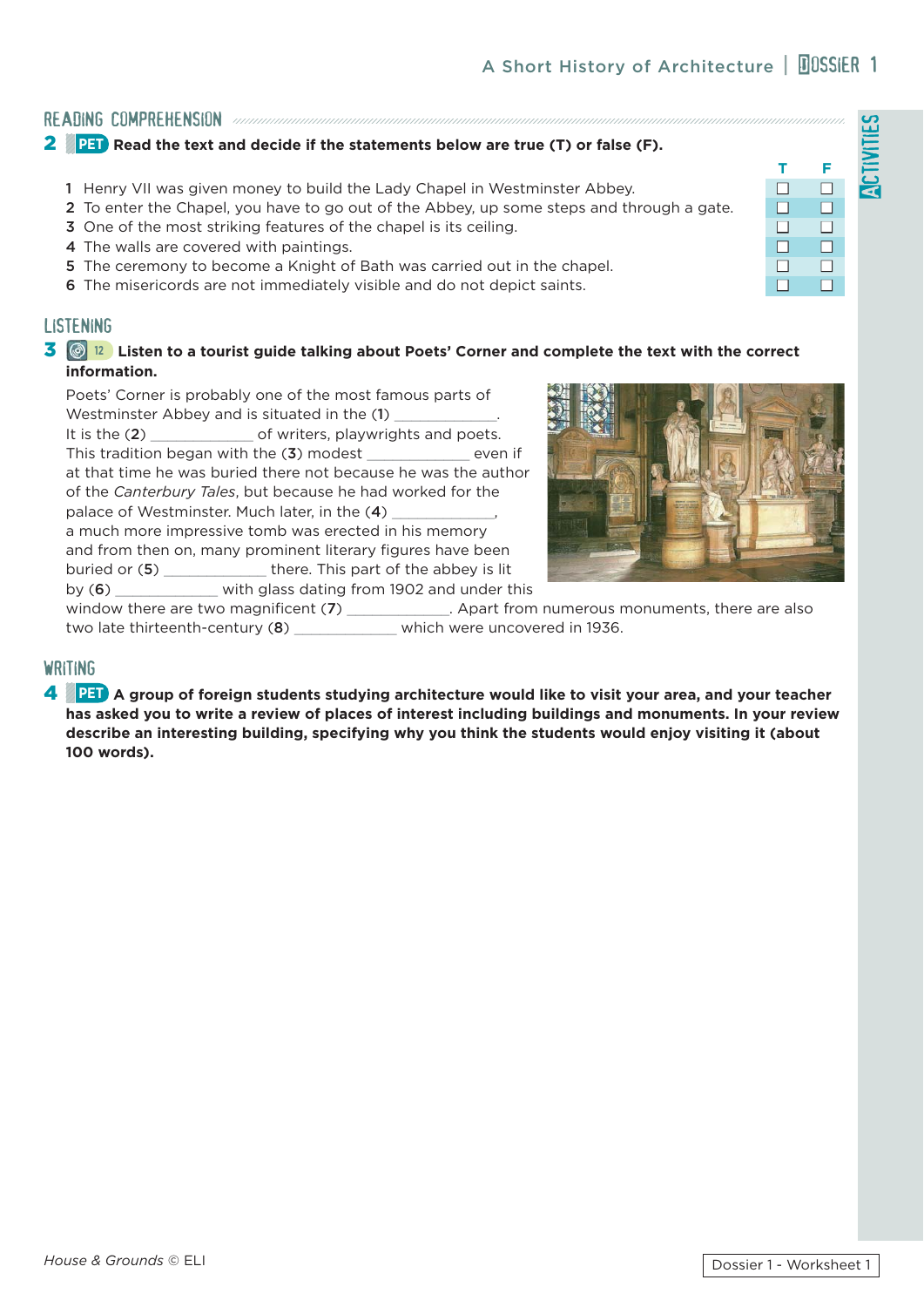## READING COMPREHENSION

**2** PET **Read the text and decide if the statements below are true (T) or false (F).**

| | | T | F |
|---|---|---|---|
| 1 | Henry VII was given money to build the Lady Chapel in Westminster Abbey. | ☐ | ☐ |
| 2 | To enter the Chapel, you have to go out of the Abbey, up some steps and through a gate. | ☐ | ☐ |
| 3 | One of the most striking features of the chapel is its ceiling. | ☐ | ☐ |
| 4 | The walls are covered with paintings. | ☐ | ☐ |
| 5 | The ceremony to become a Knight of Bath was carried out in the chapel. | ☐ | ☐ |
| 6 | The misericords are not immediately visible and do not depict saints. | ☐ | ☐ |

## LISTENING

**3** 12 **Listen to a tourist guide talking about Poets' Corner and complete the text with the correct information.**

Poets' Corner is probably one of the most famous parts of Westminster Abbey and is situated in the (**1**) _____________. It is the (**2**) _____________ of writers, playwrights and poets. This tradition began with the (**3**) modest _____________ even if at that time he was buried there not because he was the author of the *Canterbury Tales*, but because he had worked for the palace of Westminster. Much later, in the (**4**) _____________, a much more impressive tomb was erected in his memory and from then on, many prominent literary figures have been buried or (**5**) _____________ there. This part of the abbey is lit by (**6**) _____________ with glass dating from 1902 and under this window there are two magnificent (**7**) _____________. Apart from numerous monuments, there are also two late thirteenth-century (**8**) _____________ which were uncovered in 1936.

## WRITING

**4** PET **A group of foreign students studying architecture would like to visit your area, and your teacher has asked you to write a review of places of interest including buildings and monuments. In your review describe an interesting building, specifying why you think the students would enjoy visiting it (about 100 words).**